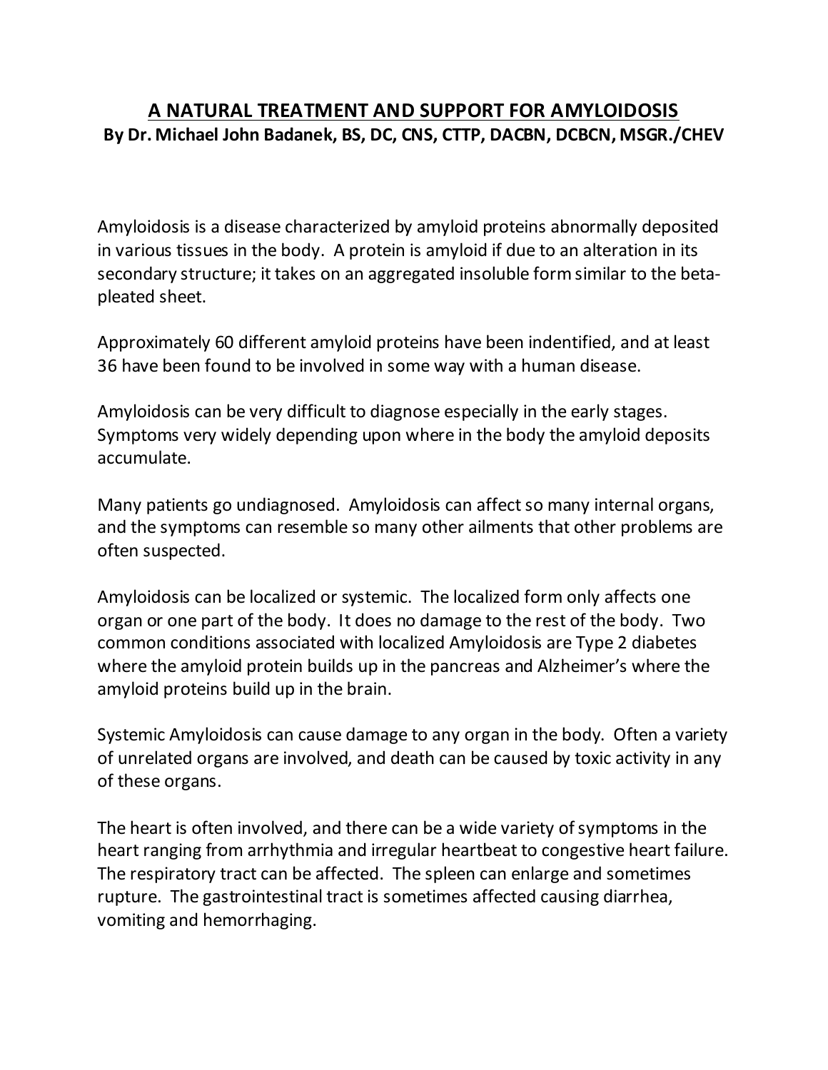# A NATURAL TREATMENT AND SUPPORT FOR AMYLOIDOSIS

**By Dr. Michael John Badanek, BS, DC, CNS, CTTP, DACBN, DCBCN, MSGR./CHEV**

Amyloidosis is a disease characterized by amyloid proteins abnormally deposited in various tissues in the body. A protein is amyloid if due to an alteration in its secondary structure; it takes on an aggregated insoluble form similar to the beta-pleated sheet.

Approximately 60 different amyloid proteins have been indentified, and at least 36 have been found to be involved in some way with a human disease.

Amyloidosis can be very difficult to diagnose especially in the early stages. Symptoms very widely depending upon where in the body the amyloid deposits accumulate.

Many patients go undiagnosed. Amyloidosis can affect so many internal organs, and the symptoms can resemble so many other ailments that other problems are often suspected.

Amyloidosis can be localized or systemic. The localized form only affects one organ or one part of the body. It does no damage to the rest of the body. Two common conditions associated with localized Amyloidosis are Type 2 diabetes where the amyloid protein builds up in the pancreas and Alzheimer's where the amyloid proteins build up in the brain.

Systemic Amyloidosis can cause damage to any organ in the body. Often a variety of unrelated organs are involved, and death can be caused by toxic activity in any of these organs.

The heart is often involved, and there can be a wide variety of symptoms in the heart ranging from arrhythmia and irregular heartbeat to congestive heart failure. The respiratory tract can be affected. The spleen can enlarge and sometimes rupture. The gastrointestinal tract is sometimes affected causing diarrhea, vomiting and hemorrhaging.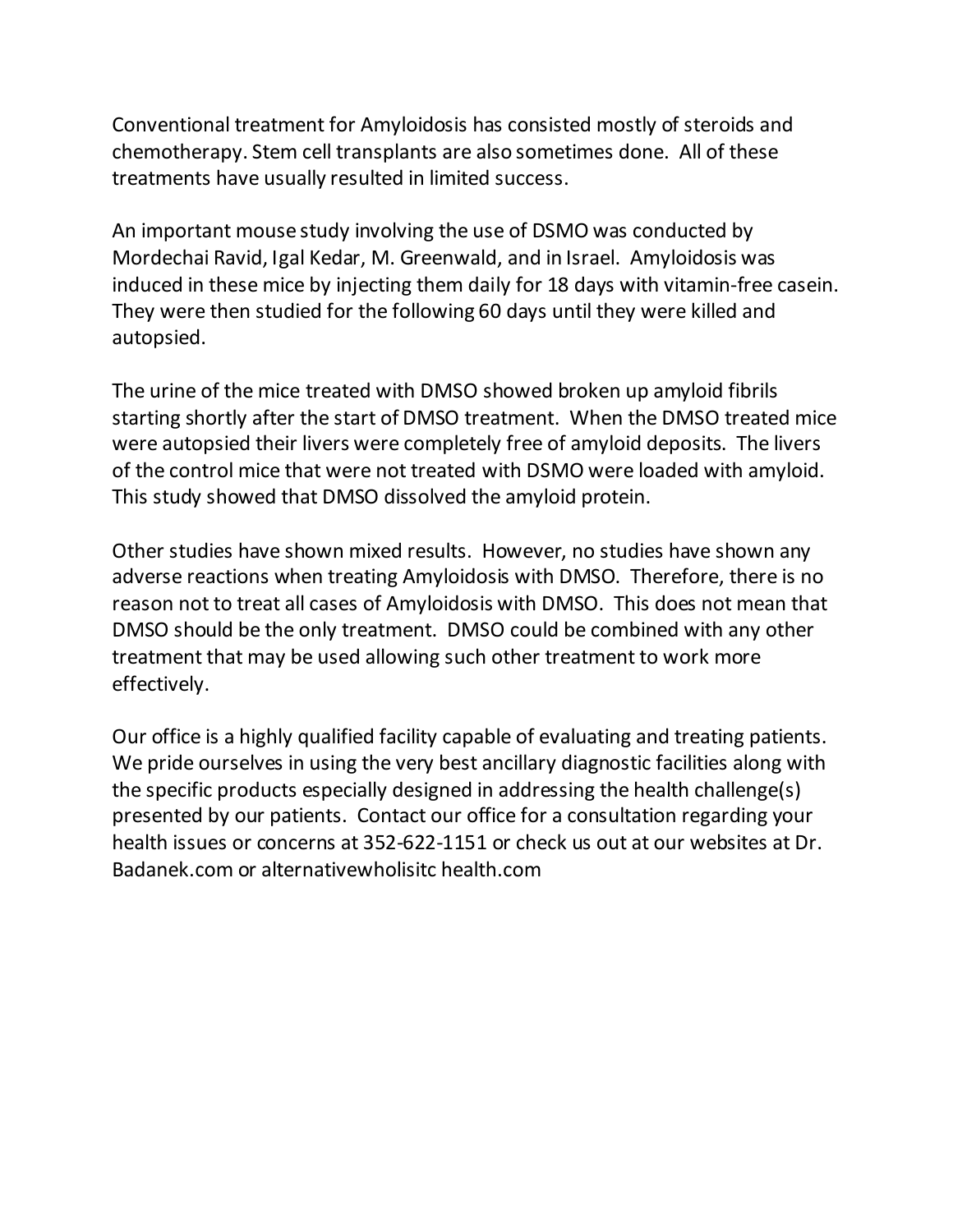Conventional treatment for Amyloidosis has consisted mostly of steroids and chemotherapy. Stem cell transplants are also sometimes done. All of these treatments have usually resulted in limited success.

An important mouse study involving the use of DSMO was conducted by Mordechai Ravid, Igal Kedar, M. Greenwald, and in Israel. Amyloidosis was induced in these mice by injecting them daily for 18 days with vitamin-free casein. They were then studied for the following 60 days until they were killed and autopsied.

The urine of the mice treated with DMSO showed broken up amyloid fibrils starting shortly after the start of DMSO treatment. When the DMSO treated mice were autopsied their livers were completely free of amyloid deposits. The livers of the control mice that were not treated with DSMO were loaded with amyloid. This study showed that DMSO dissolved the amyloid protein.

Other studies have shown mixed results. However, no studies have shown any adverse reactions when treating Amyloidosis with DMSO. Therefore, there is no reason not to treat all cases of Amyloidosis with DMSO. This does not mean that DMSO should be the only treatment. DMSO could be combined with any other treatment that may be used allowing such other treatment to work more effectively.

Our office is a highly qualified facility capable of evaluating and treating patients. We pride ourselves in using the very best ancillary diagnostic facilities along with the specific products especially designed in addressing the health challenge(s) presented by our patients. Contact our office for a consultation regarding your health issues or concerns at 352-622-1151 or check us out at our websites at Dr. Badanek.com or alternativewholisitc health.com